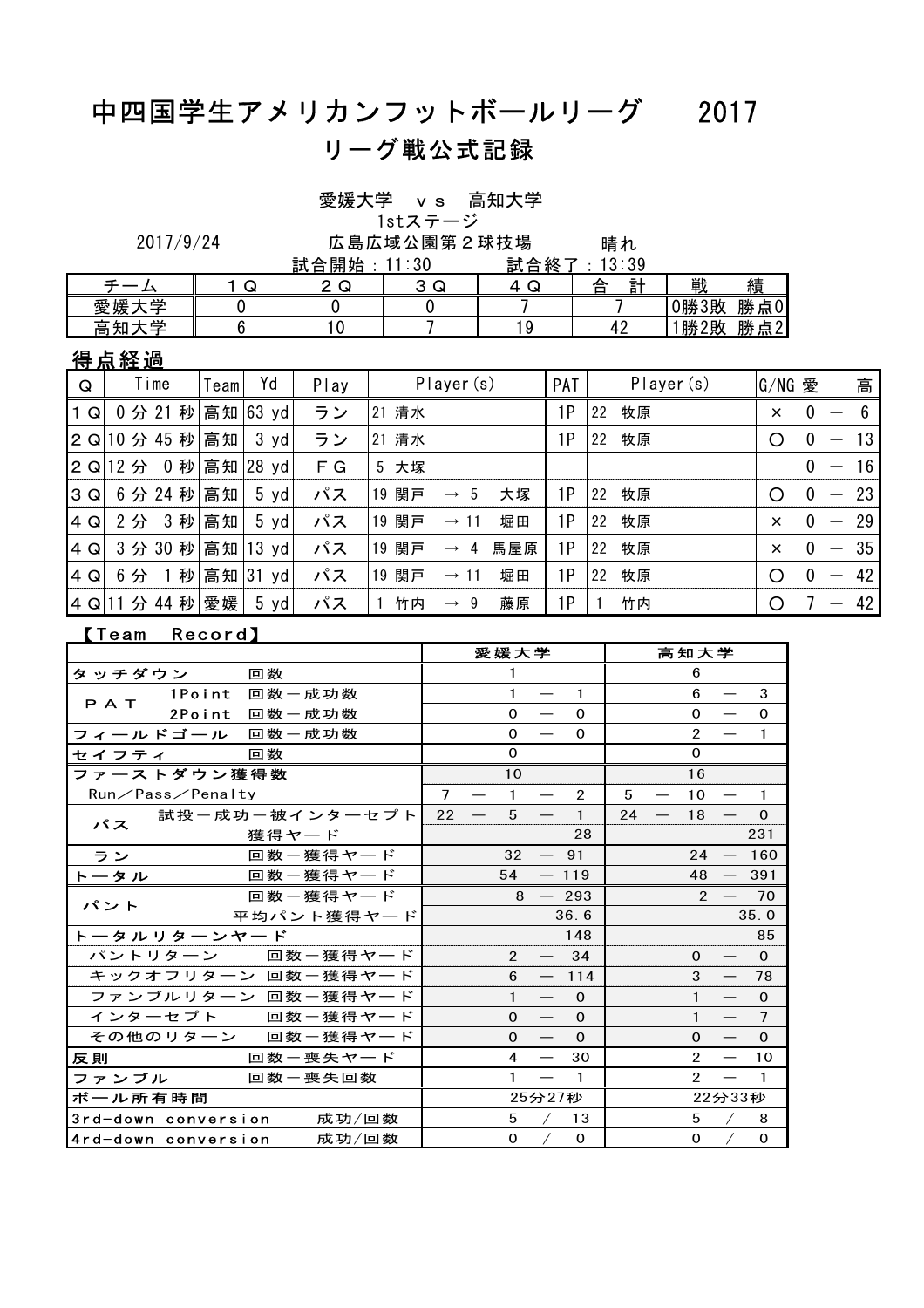# 中四国学生アメリカンフットボールリーグ　2017

## リーグ戦公式記録

愛媛大学　ｖｓ　高知大学

1stステージ

2017/9/24　広島広域公園第２球技場　晴れ

試合開始：11:30　試合終了：13:39

| チーム | １Ｑ | ２Ｑ | ３Ｑ | ４Ｑ | 合　計 | 戦　　績 |
|---|---|---|---|---|---|---|
| 愛媛大学 | 0 | 0 | 0 | 7 | 7 | 0勝3敗　勝点0 |
| 高知大学 | 6 | 10 | 7 | 19 | 42 | 1勝2敗　勝点2 |

### 得点経過

| Q | Time | Team | Yd | Play | Player(s) | PAT | Player(s) | G/NG | 愛 | | 高 |
|---|---|---|---|---|---|---|---|---|---|---|---|
| １Q | 0 分 21 秒 | 高知 | 63 yd | ラン | 21 清水 | 1P | 22　牧原 | × | 0 | － | 6 |
| ２Q | 10 分 45 秒 | 高知 | 3 yd | ラン | 21 清水 | 1P | 22　牧原 | ○ | 0 | － | 13 |
| ２Q | 12 分　0 秒 | 高知 | 28 yd | ＦＧ | 5 大塚 | | | | 0 | － | 16 |
| ３Q | 6 分 24 秒 | 高知 | 5 yd | パス | 19 関戸　→ 5　大塚 | 1P | 22　牧原 | ○ | 0 | － | 23 |
| ４Q | 2 分　3 秒 | 高知 | 5 yd | パス | 19 関戸　→ 11　堀田 | 1P | 22　牧原 | × | 0 | － | 29 |
| ４Q | 3 分 30 秒 | 高知 | 13 yd | パス | 19 関戸　→ 4　馬屋原 | 1P | 22　牧原 | × | 0 | － | 35 |
| ４Q | 6 分　1 秒 | 高知 | 31 yd | パス | 19 関戸　→ 11　堀田 | 1P | 22　牧原 | ○ | 0 | － | 42 |
| ４Q | 11 分 44 秒 | 愛媛 | 5 yd | パス | 1 竹内　→ 9　藤原 | 1P | 1　竹内 | ○ | 7 | － | 42 |

### 【Team　Record】

| 項目 | | 愛媛大学 | 高知大学 |
|---|---|---|---|
| タッチダウン | 回数 | 1 | 6 |
| ＰＡＴ　1Point | 回数－成功数 | 1 － 1 | 6 － 3 |
| ＰＡＴ　2Point | 回数－成功数 | 0 － 0 | 0 － 0 |
| フィールドゴール | 回数－成功数 | 0 － 0 | 2 － 1 |
| セイフティ | 回数 | 0 | 0 |
| ファーストダウン獲得数 | | 10 | 16 |
| Run／Pass／Penalty | | 7 － 1 － 2 | 5 － 10 － 1 |
| パス | 試投－成功－被インターセプト | 22 － 5 － 1 | 24 － 18 － 0 |
| パス | 獲得ヤード | 28 | 231 |
| ラン | 回数－獲得ヤード | 32 － 91 | 24 － 160 |
| トータル | 回数－獲得ヤード | 54 － 119 | 48 － 391 |
| パント | 回数－獲得ヤード | 8 － 293 | 2 － 70 |
| パント | 平均パント獲得ヤード | 36.6 | 35.0 |
| トータルリターンヤード | | 148 | 85 |
| パントリターン | 回数－獲得ヤード | 2 － 34 | 0 － 0 |
| キックオフリターン | 回数－獲得ヤード | 6 － 114 | 3 － 78 |
| ファンブルリターン | 回数－獲得ヤード | 1 － 0 | 1 － 0 |
| インターセプト | 回数－獲得ヤード | 0 － 0 | 1 － 7 |
| その他のリターン | 回数－獲得ヤード | 0 － 0 | 0 － 0 |
| 反則 | 回数－喪失ヤード | 4 － 30 | 2 － 10 |
| ファンブル | 回数－喪失回数 | 1 － 1 | 2 － 1 |
| ボール所有時間 | | 25分27秒 | 22分33秒 |
| 3rd-down conversion | 成功/回数 | 5 / 13 | 5 / 8 |
| 4rd-down conversion | 成功/回数 | 0 / 0 | 0 / 0 |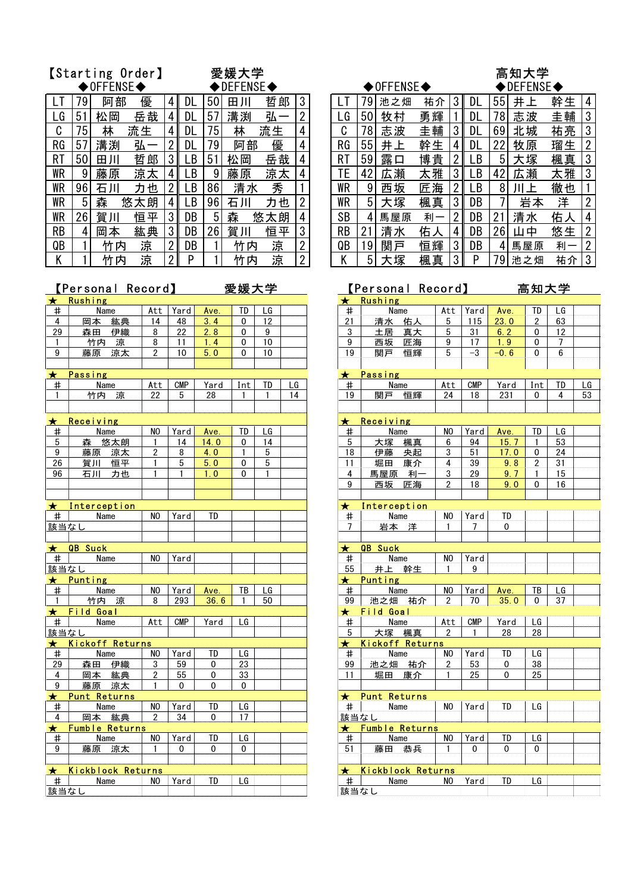## 【Starting Order】

### 愛媛大学

| ◆OFFENSE◆ | | | | ◆DEFENSE◆ | | | |
|---|---|---|---|---|---|---|---|
| LT | 79 | 阿部　優 | 4 | DL | 50 | 田川　哲郎 | 3 |
| LG | 51 | 松岡　岳哉 | 4 | DL | 57 | 溝渕　弘一 | 2 |
| C | 75 | 林　流生 | 4 | DL | 75 | 林　流生 | 4 |
| RG | 57 | 溝渕　弘一 | 2 | DL | 79 | 阿部　優 | 4 |
| RT | 50 | 田川　哲郎 | 3 | LB | 51 | 松岡　岳哉 | 4 |
| WR | 9 | 藤原　涼太 | 4 | LB | 9 | 藤原　涼太 | 4 |
| WR | 96 | 石川　力也 | 2 | LB | 86 | 清水　秀 | 1 |
| WR | 5 | 森　悠太朗 | 4 | LB | 96 | 石川　力也 | 2 |
| WR | 26 | 賀川　恒平 | 3 | DB | 5 | 森　悠太朗 | 4 |
| RB | 4 | 岡本　紘典 | 3 | DB | 26 | 賀川　恒平 | 3 |
| QB | 1 | 竹内　涼 | 2 | DB | 1 | 竹内　涼 | 2 |
| K | 1 | 竹内　涼 | 2 | P | 1 | 竹内　涼 | 2 |

### 高知大学

| ◆OFFENSE◆ | | | | ◆DEFENSE◆ | | | |
|---|---|---|---|---|---|---|---|
| LT | 79 | 池之畑　祐介 | 3 | DL | 55 | 井上　幹生 | 4 |
| LG | 50 | 牧村　勇輝 | 1 | DL | 78 | 志波　圭輔 | 3 |
| C | 78 | 志波　圭輔 | 3 | DL | 69 | 北城　祐亮 | 3 |
| RG | 55 | 井上　幹生 | 4 | DL | 22 | 牧原　瑠生 | 2 |
| RT | 59 | 露口　博貴 | 2 | LB | 5 | 大塚　楓真 | 3 |
| TE | 42 | 広瀬　太雅 | 3 | LB | 42 | 広瀬　太雅 | 3 |
| WR | 9 | 西坂　匠海 | 2 | LB | 8 | 川上　徹也 | 1 |
| WR | 5 | 大塚　楓真 | 3 | DB | 7 | 岩本　洋 | 2 |
| SB | 4 | 馬屋原　利一 | 2 | DB | 21 | 清水　佑人 | 4 |
| RB | 21 | 清水　佑人 | 4 | DB | 26 | 山中　悠生 | 2 |
| QB | 19 | 関戸　恒輝 | 3 | DB | 4 | 馬屋原　利一 | 2 |
| K | 5 | 大塚　楓真 | 3 | P | 79 | 池之畑　祐介 | 3 |

## 【Personal Record】 愛媛大学

★ Rushing

| # | Name | Att | Yard | Ave. | TD | LG |
|---|---|---|---|---|---|---|
| 4 | 岡本　紘典 | 14 | 48 | 3.4 | 0 | 12 |
| 29 | 森田　伊織 | 8 | 22 | 2.8 | 0 | 9 |
| 1 | 竹内　涼 | 8 | 11 | 1.4 | 0 | 10 |
| 9 | 藤原　涼太 | 2 | 10 | 5.0 | 0 | 10 |

★ Passing

| # | Name | Att | CMP | Yard | Int | TD | LG |
|---|---|---|---|---|---|---|---|
| 1 | 竹内　涼 | 22 | 5 | 28 | 1 | 1 | 14 |

★ Receiving

| # | Name | NO | Yard | Ave. | TD | LG |
|---|---|---|---|---|---|---|
| 5 | 森　悠太朗 | 1 | 14 | 14.0 | 0 | 14 |
| 9 | 藤原　涼太 | 2 | 8 | 4.0 | 0 | 5 |
| 26 | 賀川　恒平 | 1 | 5 | 5.0 | 0 | 5 |
| 96 | 石川　力也 | 1 | 1 | 1.0 | 0 | 1 |

★ Interception

| # | Name | NO | Yard | TD |
|---|---|---|---|---|

該当なし

★ QB Suck

| # | Name | NO | Yard |
|---|---|---|---|

該当なし

★ Punting

| # | Name | NO | Yard | Ave. | TB | LG |
|---|---|---|---|---|---|---|
| 1 | 竹内　涼 | 8 | 293 | 36.6 | 1 | 50 |

★ Fild Goal

| # | Name | Att | CMP | Yard | LG |
|---|---|---|---|---|---|

該当なし

★ Kickoff Returns

| # | Name | NO | Yard | TD | LG |
|---|---|---|---|---|---|
| 29 | 森田　伊織 | 3 | 59 | 0 | 23 |
| 4 | 岡本　紘典 | 2 | 55 | 0 | 33 |
| 9 | 藤原　涼太 | 1 | 0 | 0 | 0 |

★ Punt Returns

| # | Name | NO | Yard | TD | LG |
|---|---|---|---|---|---|
| 4 | 岡本　紘典 | 2 | 34 | 0 | 17 |

★ Fumble Returns

| # | Name | NO | Yard | TD | LG |
|---|---|---|---|---|---|
| 9 | 藤原　涼太 | 1 | 0 | 0 | 0 |

★ Kickblock Returns

| # | Name | NO | Yard | TD | LG |
|---|---|---|---|---|---|

該当なし

## 【Personal Record】 高知大学

★ Rushing

| # | Name | Att | Yard | Ave. | TD | LG |
|---|---|---|---|---|---|---|
| 21 | 清水　佑人 | 5 | 115 | 23.0 | 2 | 63 |
| 3 | 土居　真大 | 5 | 31 | 6.2 | 0 | 12 |
| 9 | 西坂　匠海 | 9 | 17 | 1.9 | 0 | 7 |
| 19 | 関戸　恒輝 | 5 | -3 | -0.6 | 0 | 6 |

★ Passing

| # | Name | Att | CMP | Yard | Int | TD | LG |
|---|---|---|---|---|---|---|---|
| 19 | 関戸　恒輝 | 24 | 18 | 231 | 0 | 4 | 53 |

★ Receiving

| # | Name | NO | Yard | Ave. | TD | LG |
|---|---|---|---|---|---|---|
| 5 | 大塚　楓真 | 6 | 94 | 15.7 | 1 | 53 |
| 18 | 伊藤　央起 | 3 | 51 | 17.0 | 0 | 24 |
| 11 | 堀田　康介 | 4 | 39 | 9.8 | 2 | 31 |
| 4 | 馬屋原　利一 | 3 | 29 | 9.7 | 1 | 15 |
| 9 | 西坂　匠海 | 2 | 18 | 9.0 | 0 | 16 |

★ Interception

| # | Name | NO | Yard | TD |
|---|---|---|---|---|
| 7 | 岩本　洋 | 1 | 7 | 0 |

★ QB Suck

| # | Name | NO | Yard |
|---|---|---|---|
| 55 | 井上　幹生 | 1 | 9 |

★ Punting

| # | Name | NO | Yard | Ave. | TB | LG |
|---|---|---|---|---|---|---|
| 99 | 池之畑　祐介 | 2 | 70 | 35.0 | 0 | 37 |

★ Fild Goal

| # | Name | Att | CMP | Yard | LG |
|---|---|---|---|---|---|
| 5 | 大塚　楓真 | 2 | 1 | 28 | 28 |

★ Kickoff Returns

| # | Name | NO | Yard | TD | LG |
|---|---|---|---|---|---|
| 99 | 池之畑　祐介 | 2 | 53 | 0 | 38 |
| 11 | 堀田　康介 | 1 | 25 | 0 | 25 |

★ Punt Returns

| # | Name | NO | Yard | TD | LG |
|---|---|---|---|---|---|

該当なし

★ Fumble Returns

| # | Name | NO | Yard | TD | LG |
|---|---|---|---|---|---|
| 51 | 藤田　恭兵 | 1 | 0 | 0 | 0 |

★ Kickblock Returns

| # | Name | NO | Yard | TD | LG |
|---|---|---|---|---|---|

該当なし